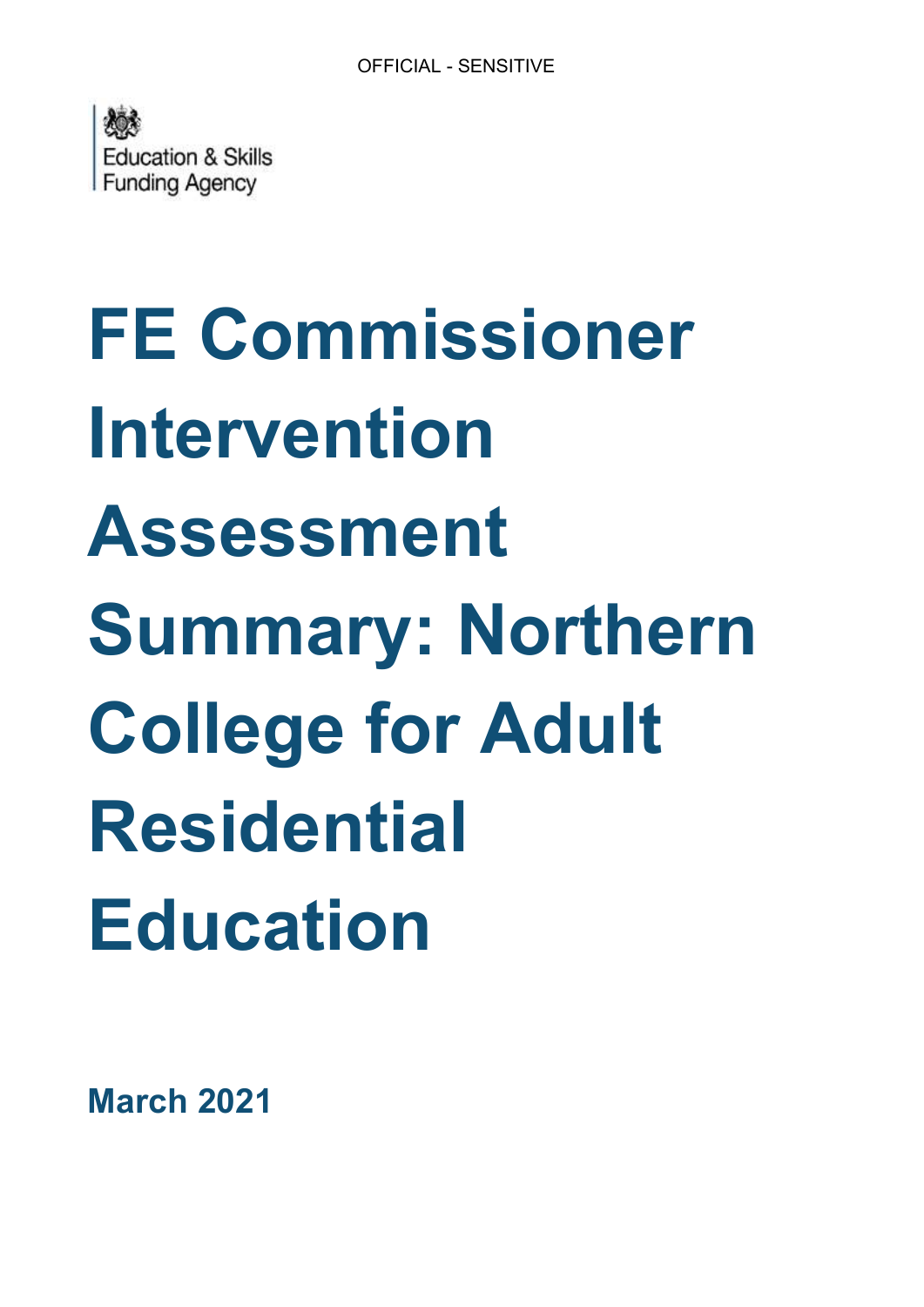OFFICIAL - SENSITIVE

Education & Skills Funding Agency

# FE Commissioner Intervention Assessment Summary: Northern College for Adult Residential Education

**March 2021**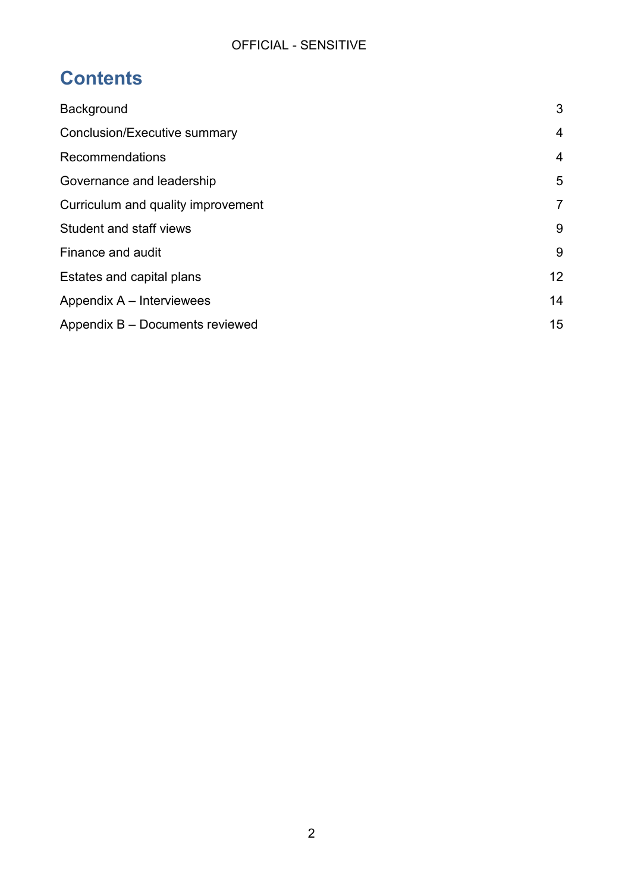# Contents

| | |
|---|---|
| Background | 3 |
| Conclusion/Executive summary | 4 |
| Recommendations | 4 |
| Governance and leadership | 5 |
| Curriculum and quality improvement | 7 |
| Student and staff views | 9 |
| Finance and audit | 9 |
| Estates and capital plans | 12 |
| Appendix A – Interviewees | 14 |
| Appendix B – Documents reviewed | 15 |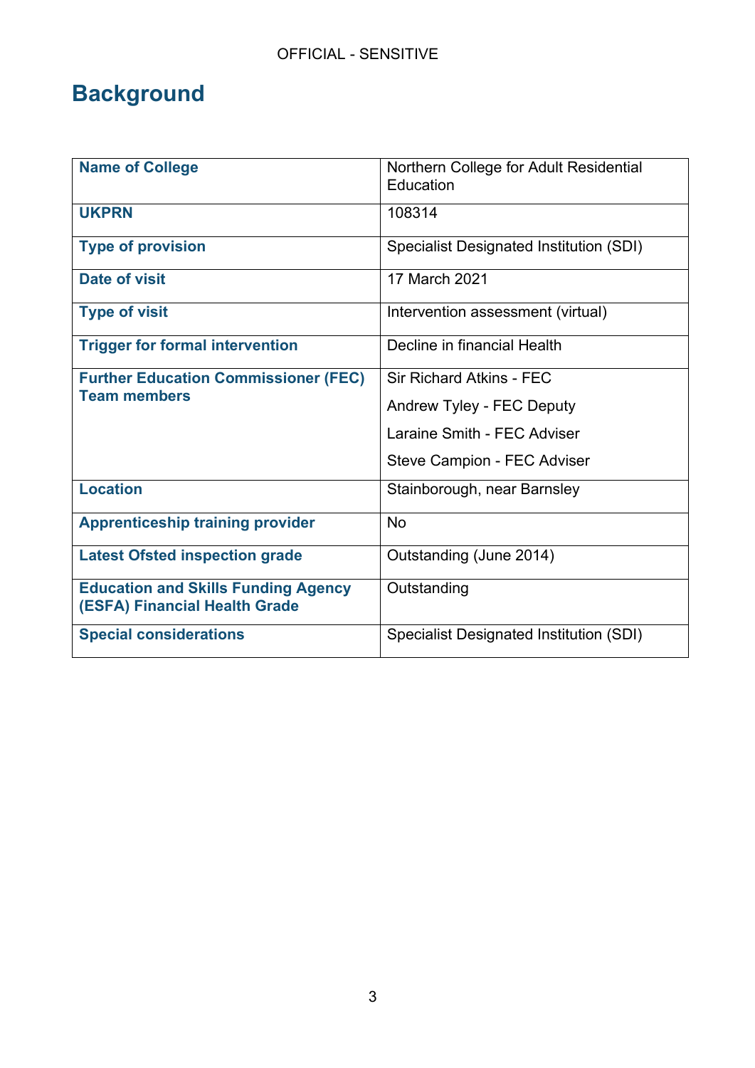## Background

| | |
|---|---|
| **Name of College** | Northern College for Adult Residential Education |
| **UKPRN** | 108314 |
| **Type of provision** | Specialist Designated Institution (SDI) |
| **Date of visit** | 17 March 2021 |
| **Type of visit** | Intervention assessment (virtual) |
| **Trigger for formal intervention** | Decline in financial Health |
| **Further Education Commissioner (FEC) Team members** | Sir Richard Atkins - FEC<br>Andrew Tyley - FEC Deputy<br>Laraine Smith - FEC Adviser<br>Steve Campion - FEC Adviser |
| **Location** | Stainborough, near Barnsley |
| **Apprenticeship training provider** | No |
| **Latest Ofsted inspection grade** | Outstanding (June 2014) |
| **Education and Skills Funding Agency (ESFA) Financial Health Grade** | Outstanding |
| **Special considerations** | Specialist Designated Institution (SDI) |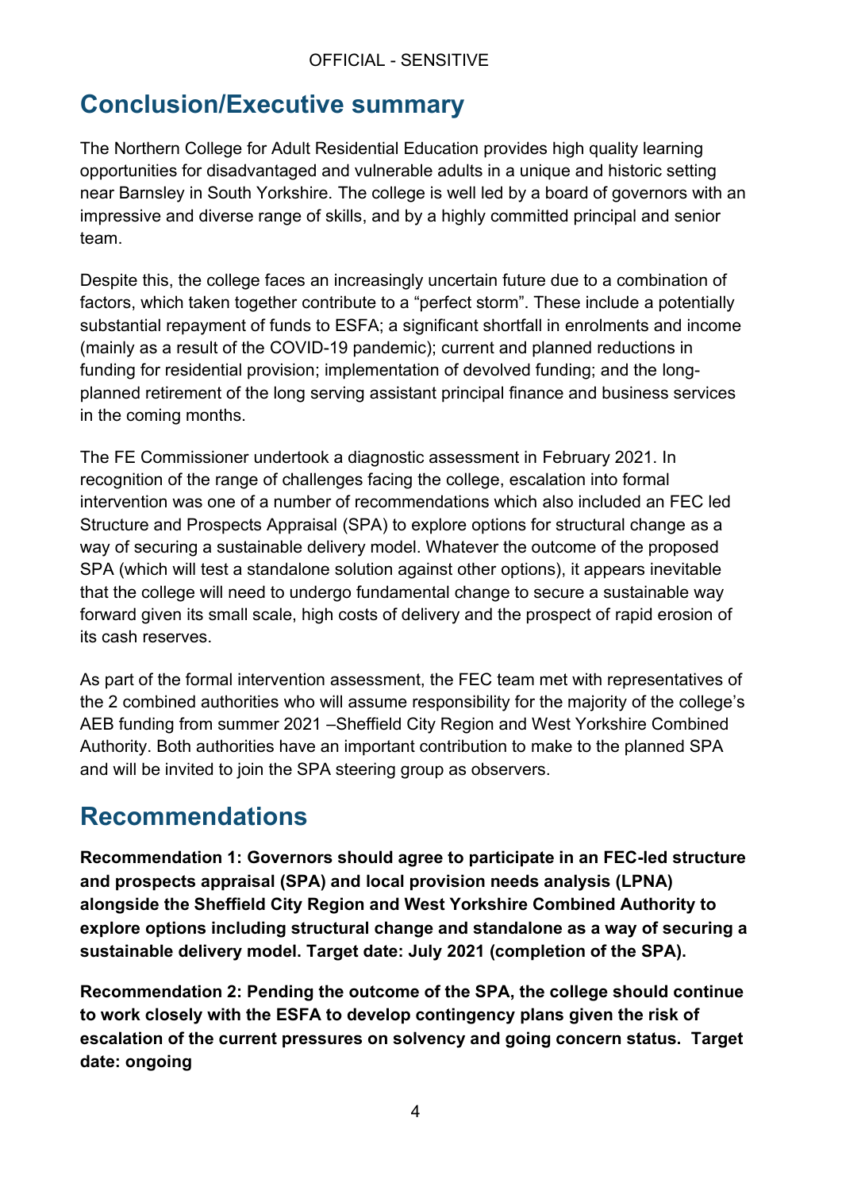## Conclusion/Executive summary

The Northern College for Adult Residential Education provides high quality learning opportunities for disadvantaged and vulnerable adults in a unique and historic setting near Barnsley in South Yorkshire. The college is well led by a board of governors with an impressive and diverse range of skills, and by a highly committed principal and senior team.

Despite this, the college faces an increasingly uncertain future due to a combination of factors, which taken together contribute to a "perfect storm". These include a potentially substantial repayment of funds to ESFA; a significant shortfall in enrolments and income (mainly as a result of the COVID-19 pandemic); current and planned reductions in funding for residential provision; implementation of devolved funding; and the long-planned retirement of the long serving assistant principal finance and business services in the coming months.

The FE Commissioner undertook a diagnostic assessment in February 2021. In recognition of the range of challenges facing the college, escalation into formal intervention was one of a number of recommendations which also included an FEC led Structure and Prospects Appraisal (SPA) to explore options for structural change as a way of securing a sustainable delivery model. Whatever the outcome of the proposed SPA (which will test a standalone solution against other options), it appears inevitable that the college will need to undergo fundamental change to secure a sustainable way forward given its small scale, high costs of delivery and the prospect of rapid erosion of its cash reserves.

As part of the formal intervention assessment, the FEC team met with representatives of the 2 combined authorities who will assume responsibility for the majority of the college's AEB funding from summer 2021 –Sheffield City Region and West Yorkshire Combined Authority. Both authorities have an important contribution to make to the planned SPA and will be invited to join the SPA steering group as observers.

## Recommendations

**Recommendation 1: Governors should agree to participate in an FEC-led structure and prospects appraisal (SPA) and local provision needs analysis (LPNA) alongside the Sheffield City Region and West Yorkshire Combined Authority to explore options including structural change and standalone as a way of securing a sustainable delivery model. Target date: July 2021 (completion of the SPA).**

**Recommendation 2: Pending the outcome of the SPA, the college should continue to work closely with the ESFA to develop contingency plans given the risk of escalation of the current pressures on solvency and going concern status. Target date: ongoing**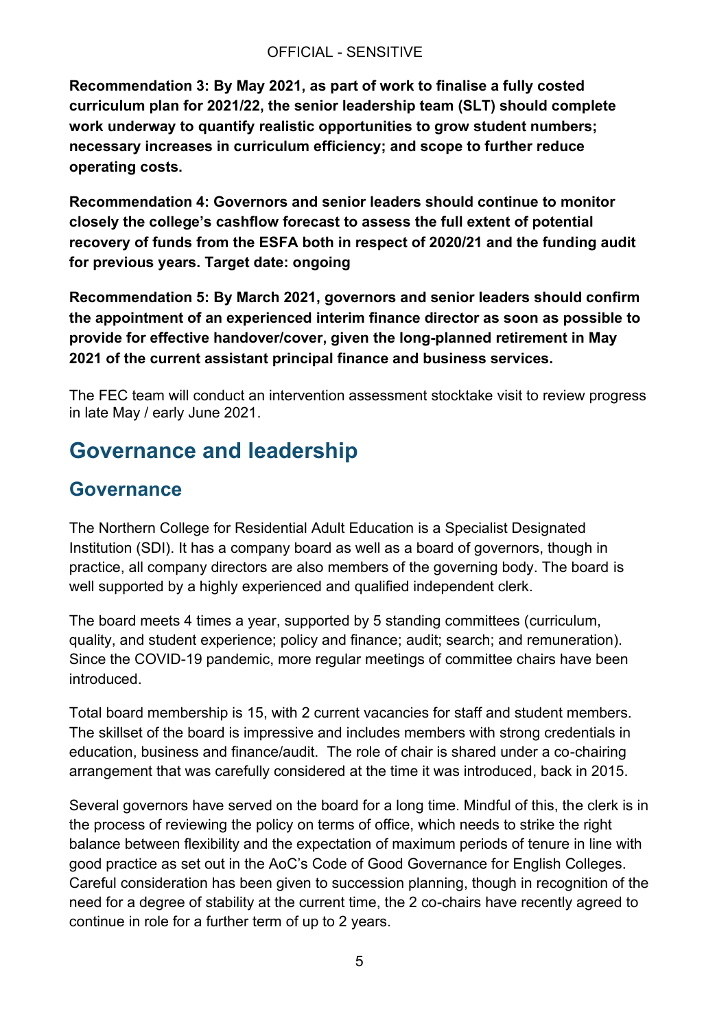**Recommendation 3: By May 2021, as part of work to finalise a fully costed curriculum plan for 2021/22, the senior leadership team (SLT) should complete work underway to quantify realistic opportunities to grow student numbers; necessary increases in curriculum efficiency; and scope to further reduce operating costs.**

**Recommendation 4: Governors and senior leaders should continue to monitor closely the college's cashflow forecast to assess the full extent of potential recovery of funds from the ESFA both in respect of 2020/21 and the funding audit for previous years. Target date: ongoing**

**Recommendation 5: By March 2021, governors and senior leaders should confirm the appointment of an experienced interim finance director as soon as possible to provide for effective handover/cover, given the long-planned retirement in May 2021 of the current assistant principal finance and business services.**

The FEC team will conduct an intervention assessment stocktake visit to review progress in late May / early June 2021.

# Governance and leadership

## Governance

The Northern College for Residential Adult Education is a Specialist Designated Institution (SDI). It has a company board as well as a board of governors, though in practice, all company directors are also members of the governing body. The board is well supported by a highly experienced and qualified independent clerk.

The board meets 4 times a year, supported by 5 standing committees (curriculum, quality, and student experience; policy and finance; audit; search; and remuneration). Since the COVID-19 pandemic, more regular meetings of committee chairs have been introduced.

Total board membership is 15, with 2 current vacancies for staff and student members. The skillset of the board is impressive and includes members with strong credentials in education, business and finance/audit. The role of chair is shared under a co-chairing arrangement that was carefully considered at the time it was introduced, back in 2015.

Several governors have served on the board for a long time. Mindful of this, the clerk is in the process of reviewing the policy on terms of office, which needs to strike the right balance between flexibility and the expectation of maximum periods of tenure in line with good practice as set out in the AoC's Code of Good Governance for English Colleges. Careful consideration has been given to succession planning, though in recognition of the need for a degree of stability at the current time, the 2 co-chairs have recently agreed to continue in role for a further term of up to 2 years.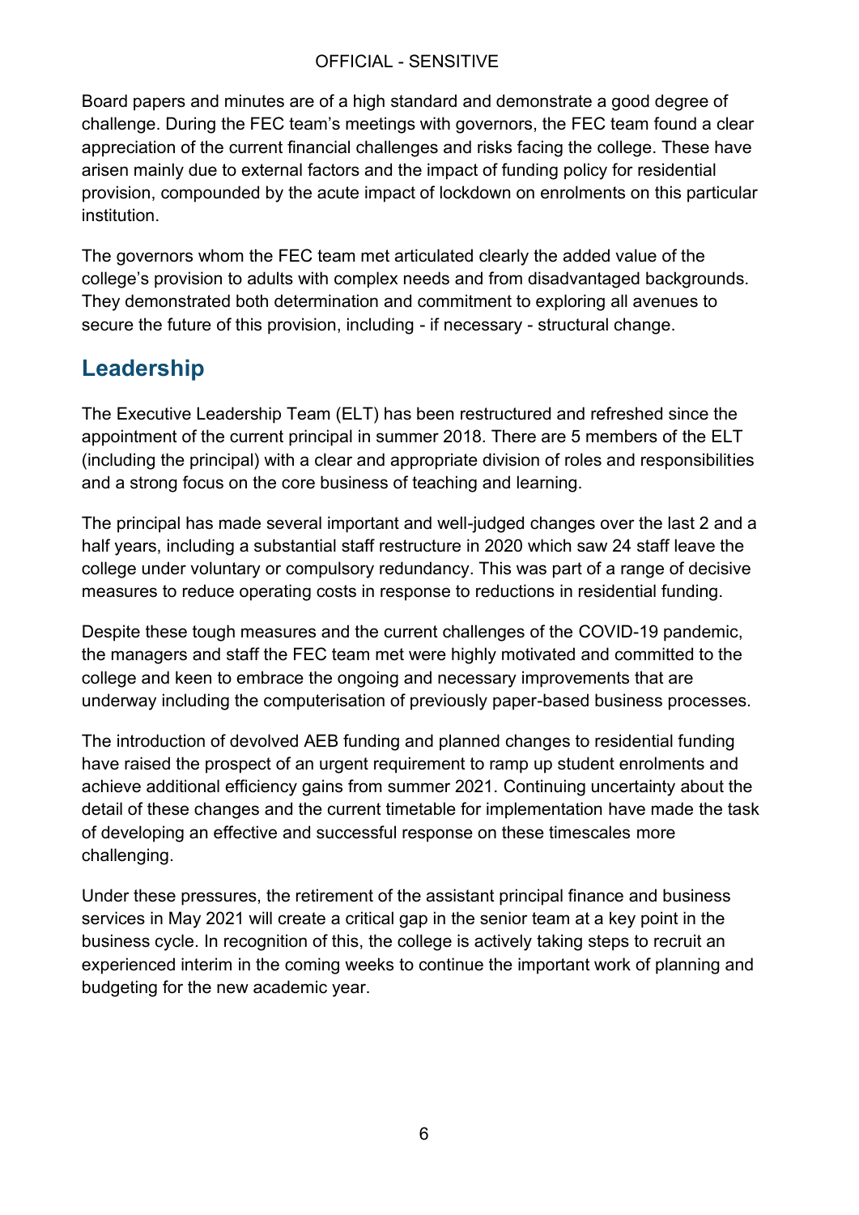Board papers and minutes are of a high standard and demonstrate a good degree of challenge. During the FEC team's meetings with governors, the FEC team found a clear appreciation of the current financial challenges and risks facing the college. These have arisen mainly due to external factors and the impact of funding policy for residential provision, compounded by the acute impact of lockdown on enrolments on this particular institution.

The governors whom the FEC team met articulated clearly the added value of the college's provision to adults with complex needs and from disadvantaged backgrounds. They demonstrated both determination and commitment to exploring all avenues to secure the future of this provision, including - if necessary - structural change.

## Leadership

The Executive Leadership Team (ELT) has been restructured and refreshed since the appointment of the current principal in summer 2018. There are 5 members of the ELT (including the principal) with a clear and appropriate division of roles and responsibilities and a strong focus on the core business of teaching and learning.

The principal has made several important and well-judged changes over the last 2 and a half years, including a substantial staff restructure in 2020 which saw 24 staff leave the college under voluntary or compulsory redundancy. This was part of a range of decisive measures to reduce operating costs in response to reductions in residential funding.

Despite these tough measures and the current challenges of the COVID-19 pandemic, the managers and staff the FEC team met were highly motivated and committed to the college and keen to embrace the ongoing and necessary improvements that are underway including the computerisation of previously paper-based business processes.

The introduction of devolved AEB funding and planned changes to residential funding have raised the prospect of an urgent requirement to ramp up student enrolments and achieve additional efficiency gains from summer 2021. Continuing uncertainty about the detail of these changes and the current timetable for implementation have made the task of developing an effective and successful response on these timescales more challenging.

Under these pressures, the retirement of the assistant principal finance and business services in May 2021 will create a critical gap in the senior team at a key point in the business cycle. In recognition of this, the college is actively taking steps to recruit an experienced interim in the coming weeks to continue the important work of planning and budgeting for the new academic year.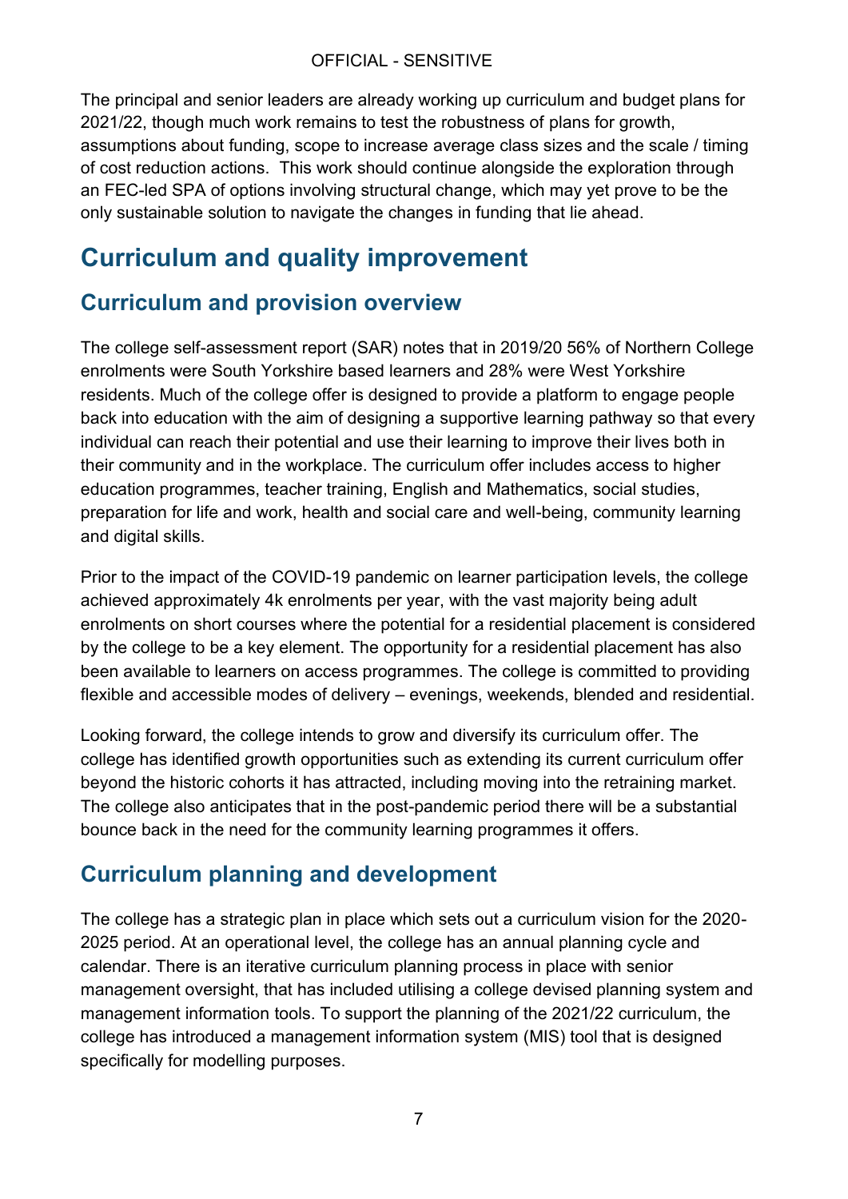The principal and senior leaders are already working up curriculum and budget plans for 2021/22, though much work remains to test the robustness of plans for growth, assumptions about funding, scope to increase average class sizes and the scale / timing of cost reduction actions. This work should continue alongside the exploration through an FEC-led SPA of options involving structural change, which may yet prove to be the only sustainable solution to navigate the changes in funding that lie ahead.

# Curriculum and quality improvement

## Curriculum and provision overview

The college self-assessment report (SAR) notes that in 2019/20 56% of Northern College enrolments were South Yorkshire based learners and 28% were West Yorkshire residents. Much of the college offer is designed to provide a platform to engage people back into education with the aim of designing a supportive learning pathway so that every individual can reach their potential and use their learning to improve their lives both in their community and in the workplace. The curriculum offer includes access to higher education programmes, teacher training, English and Mathematics, social studies, preparation for life and work, health and social care and well-being, community learning and digital skills.

Prior to the impact of the COVID-19 pandemic on learner participation levels, the college achieved approximately 4k enrolments per year, with the vast majority being adult enrolments on short courses where the potential for a residential placement is considered by the college to be a key element. The opportunity for a residential placement has also been available to learners on access programmes. The college is committed to providing flexible and accessible modes of delivery – evenings, weekends, blended and residential.

Looking forward, the college intends to grow and diversify its curriculum offer. The college has identified growth opportunities such as extending its current curriculum offer beyond the historic cohorts it has attracted, including moving into the retraining market. The college also anticipates that in the post-pandemic period there will be a substantial bounce back in the need for the community learning programmes it offers.

## Curriculum planning and development

The college has a strategic plan in place which sets out a curriculum vision for the 2020-2025 period. At an operational level, the college has an annual planning cycle and calendar. There is an iterative curriculum planning process in place with senior management oversight, that has included utilising a college devised planning system and management information tools. To support the planning of the 2021/22 curriculum, the college has introduced a management information system (MIS) tool that is designed specifically for modelling purposes.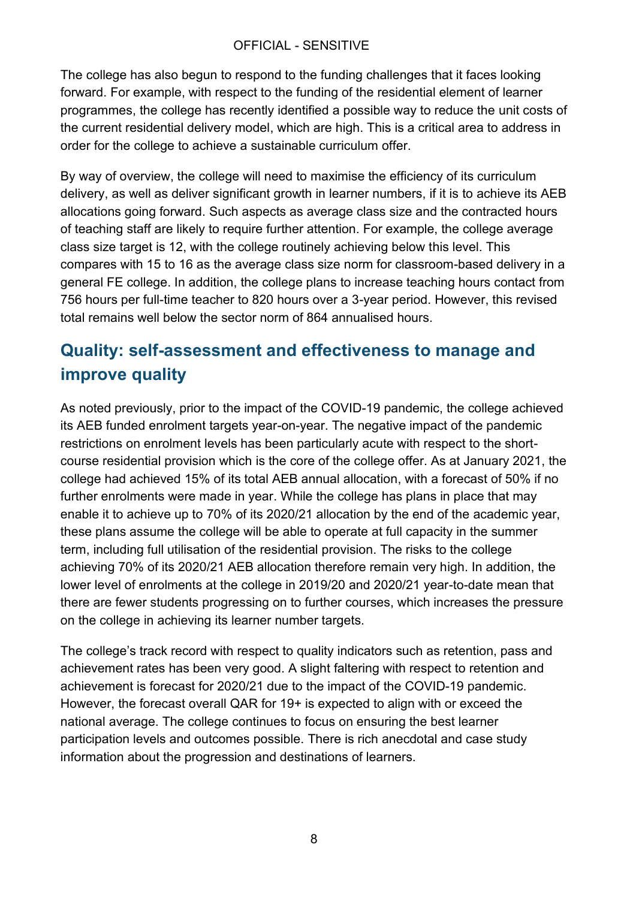The college has also begun to respond to the funding challenges that it faces looking forward. For example, with respect to the funding of the residential element of learner programmes, the college has recently identified a possible way to reduce the unit costs of the current residential delivery model, which are high. This is a critical area to address in order for the college to achieve a sustainable curriculum offer.

By way of overview, the college will need to maximise the efficiency of its curriculum delivery, as well as deliver significant growth in learner numbers, if it is to achieve its AEB allocations going forward. Such aspects as average class size and the contracted hours of teaching staff are likely to require further attention. For example, the college average class size target is 12, with the college routinely achieving below this level. This compares with 15 to 16 as the average class size norm for classroom-based delivery in a general FE college. In addition, the college plans to increase teaching hours contact from 756 hours per full-time teacher to 820 hours over a 3-year period. However, this revised total remains well below the sector norm of 864 annualised hours.

## Quality: self-assessment and effectiveness to manage and improve quality

As noted previously, prior to the impact of the COVID-19 pandemic, the college achieved its AEB funded enrolment targets year-on-year. The negative impact of the pandemic restrictions on enrolment levels has been particularly acute with respect to the short-course residential provision which is the core of the college offer. As at January 2021, the college had achieved 15% of its total AEB annual allocation, with a forecast of 50% if no further enrolments were made in year. While the college has plans in place that may enable it to achieve up to 70% of its 2020/21 allocation by the end of the academic year, these plans assume the college will be able to operate at full capacity in the summer term, including full utilisation of the residential provision. The risks to the college achieving 70% of its 2020/21 AEB allocation therefore remain very high. In addition, the lower level of enrolments at the college in 2019/20 and 2020/21 year-to-date mean that there are fewer students progressing on to further courses, which increases the pressure on the college in achieving its learner number targets.

The college's track record with respect to quality indicators such as retention, pass and achievement rates has been very good. A slight faltering with respect to retention and achievement is forecast for 2020/21 due to the impact of the COVID-19 pandemic. However, the forecast overall QAR for 19+ is expected to align with or exceed the national average. The college continues to focus on ensuring the best learner participation levels and outcomes possible. There is rich anecdotal and case study information about the progression and destinations of learners.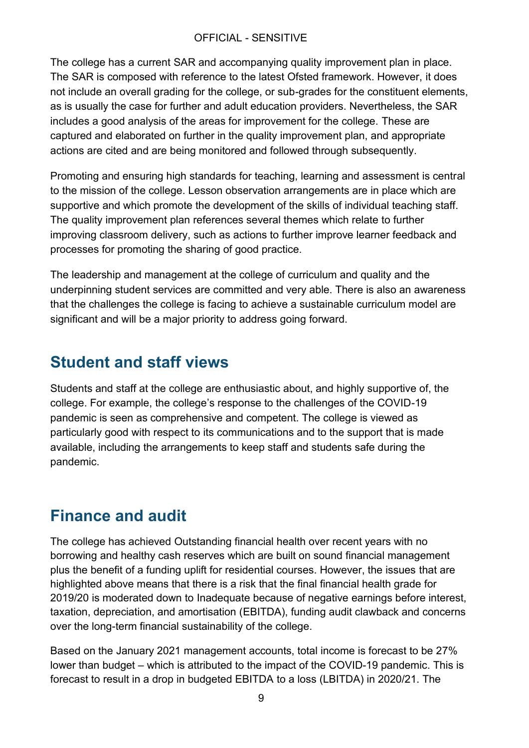The college has a current SAR and accompanying quality improvement plan in place. The SAR is composed with reference to the latest Ofsted framework. However, it does not include an overall grading for the college, or sub-grades for the constituent elements, as is usually the case for further and adult education providers. Nevertheless, the SAR includes a good analysis of the areas for improvement for the college. These are captured and elaborated on further in the quality improvement plan, and appropriate actions are cited and are being monitored and followed through subsequently.

Promoting and ensuring high standards for teaching, learning and assessment is central to the mission of the college. Lesson observation arrangements are in place which are supportive and which promote the development of the skills of individual teaching staff. The quality improvement plan references several themes which relate to further improving classroom delivery, such as actions to further improve learner feedback and processes for promoting the sharing of good practice.

The leadership and management at the college of curriculum and quality and the underpinning student services are committed and very able. There is also an awareness that the challenges the college is facing to achieve a sustainable curriculum model are significant and will be a major priority to address going forward.

## Student and staff views

Students and staff at the college are enthusiastic about, and highly supportive of, the college. For example, the college's response to the challenges of the COVID-19 pandemic is seen as comprehensive and competent. The college is viewed as particularly good with respect to its communications and to the support that is made available, including the arrangements to keep staff and students safe during the pandemic.

## Finance and audit

The college has achieved Outstanding financial health over recent years with no borrowing and healthy cash reserves which are built on sound financial management plus the benefit of a funding uplift for residential courses. However, the issues that are highlighted above means that there is a risk that the final financial health grade for 2019/20 is moderated down to Inadequate because of negative earnings before interest, taxation, depreciation, and amortisation (EBITDA), funding audit clawback and concerns over the long-term financial sustainability of the college.

Based on the January 2021 management accounts, total income is forecast to be 27% lower than budget – which is attributed to the impact of the COVID-19 pandemic. This is forecast to result in a drop in budgeted EBITDA to a loss (LBITDA) in 2020/21. The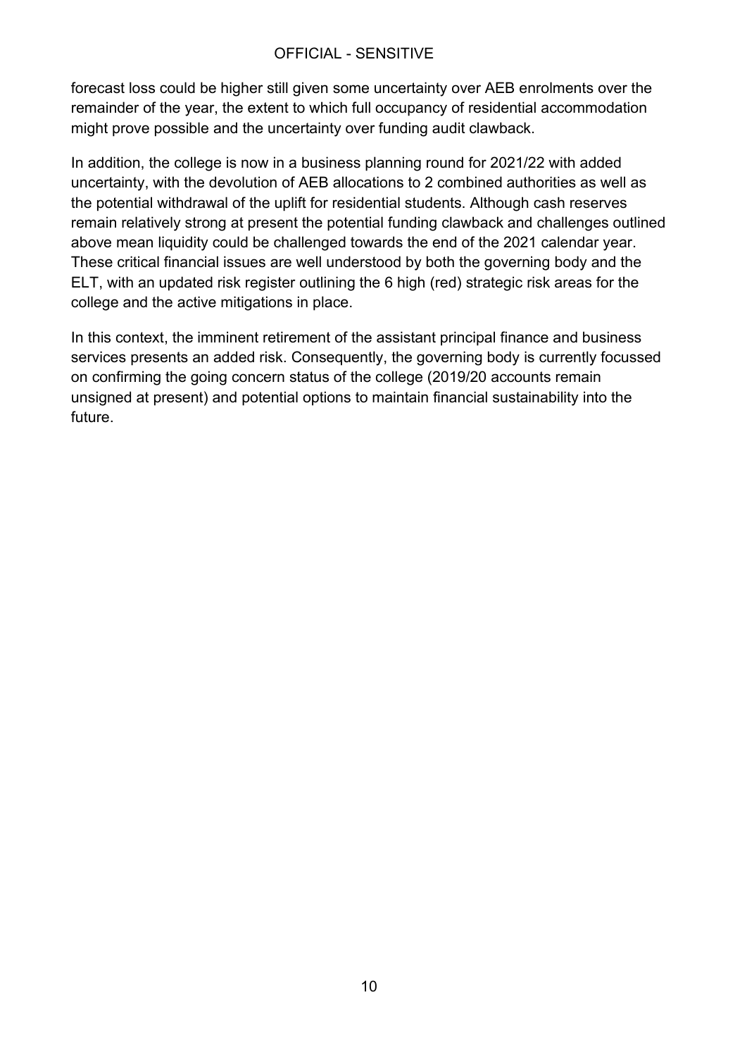forecast loss could be higher still given some uncertainty over AEB enrolments over the remainder of the year, the extent to which full occupancy of residential accommodation might prove possible and the uncertainty over funding audit clawback.

In addition, the college is now in a business planning round for 2021/22 with added uncertainty, with the devolution of AEB allocations to 2 combined authorities as well as the potential withdrawal of the uplift for residential students. Although cash reserves remain relatively strong at present the potential funding clawback and challenges outlined above mean liquidity could be challenged towards the end of the 2021 calendar year. These critical financial issues are well understood by both the governing body and the ELT, with an updated risk register outlining the 6 high (red) strategic risk areas for the college and the active mitigations in place.

In this context, the imminent retirement of the assistant principal finance and business services presents an added risk. Consequently, the governing body is currently focussed on confirming the going concern status of the college (2019/20 accounts remain unsigned at present) and potential options to maintain financial sustainability into the future.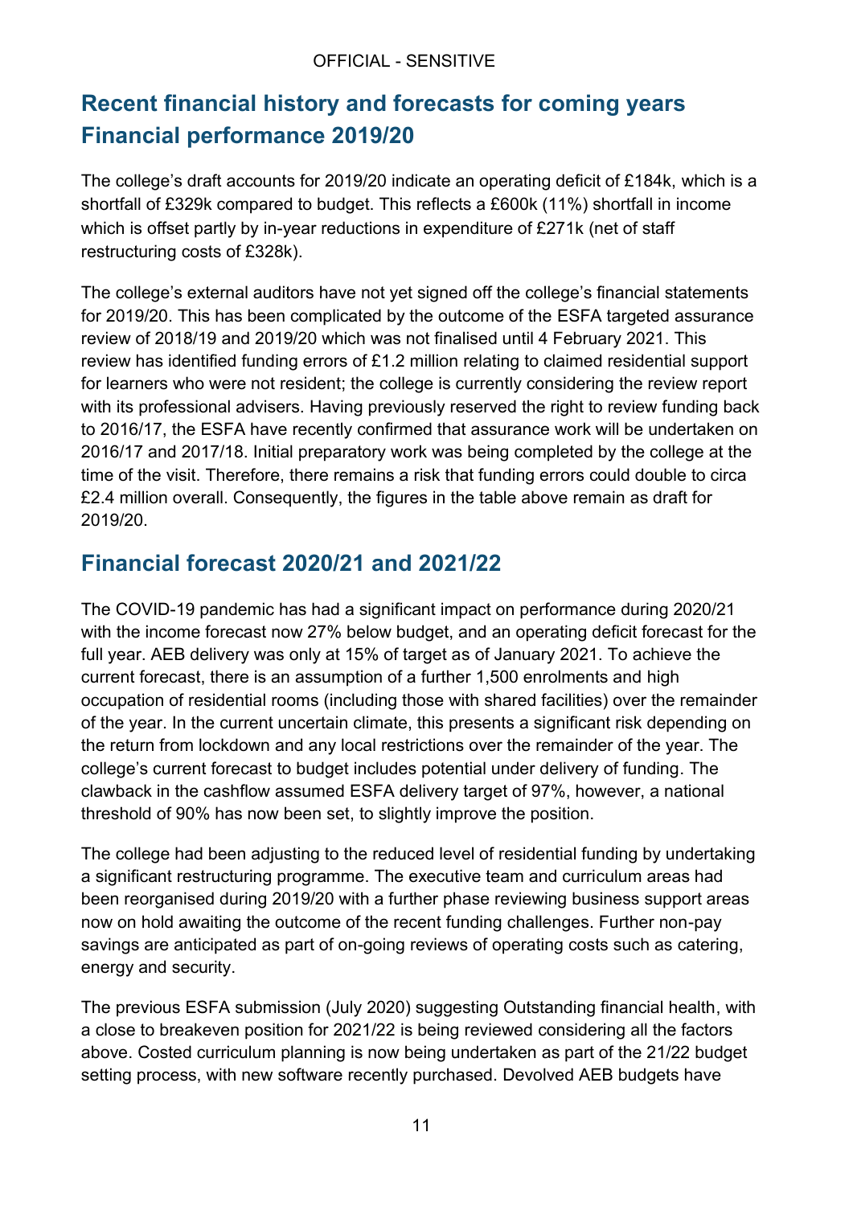## Recent financial history and forecasts for coming years

## Financial performance 2019/20

The college's draft accounts for 2019/20 indicate an operating deficit of £184k, which is a shortfall of £329k compared to budget. This reflects a £600k (11%) shortfall in income which is offset partly by in-year reductions in expenditure of £271k (net of staff restructuring costs of £328k).

The college's external auditors have not yet signed off the college's financial statements for 2019/20. This has been complicated by the outcome of the ESFA targeted assurance review of 2018/19 and 2019/20 which was not finalised until 4 February 2021. This review has identified funding errors of £1.2 million relating to claimed residential support for learners who were not resident; the college is currently considering the review report with its professional advisers. Having previously reserved the right to review funding back to 2016/17, the ESFA have recently confirmed that assurance work will be undertaken on 2016/17 and 2017/18. Initial preparatory work was being completed by the college at the time of the visit. Therefore, there remains a risk that funding errors could double to circa £2.4 million overall. Consequently, the figures in the table above remain as draft for 2019/20.

## Financial forecast 2020/21 and 2021/22

The COVID-19 pandemic has had a significant impact on performance during 2020/21 with the income forecast now 27% below budget, and an operating deficit forecast for the full year. AEB delivery was only at 15% of target as of January 2021. To achieve the current forecast, there is an assumption of a further 1,500 enrolments and high occupation of residential rooms (including those with shared facilities) over the remainder of the year. In the current uncertain climate, this presents a significant risk depending on the return from lockdown and any local restrictions over the remainder of the year. The college's current forecast to budget includes potential under delivery of funding. The clawback in the cashflow assumed ESFA delivery target of 97%, however, a national threshold of 90% has now been set, to slightly improve the position.

The college had been adjusting to the reduced level of residential funding by undertaking a significant restructuring programme. The executive team and curriculum areas had been reorganised during 2019/20 with a further phase reviewing business support areas now on hold awaiting the outcome of the recent funding challenges. Further non-pay savings are anticipated as part of on-going reviews of operating costs such as catering, energy and security.

The previous ESFA submission (July 2020) suggesting Outstanding financial health, with a close to breakeven position for 2021/22 is being reviewed considering all the factors above. Costed curriculum planning is now being undertaken as part of the 21/22 budget setting process, with new software recently purchased. Devolved AEB budgets have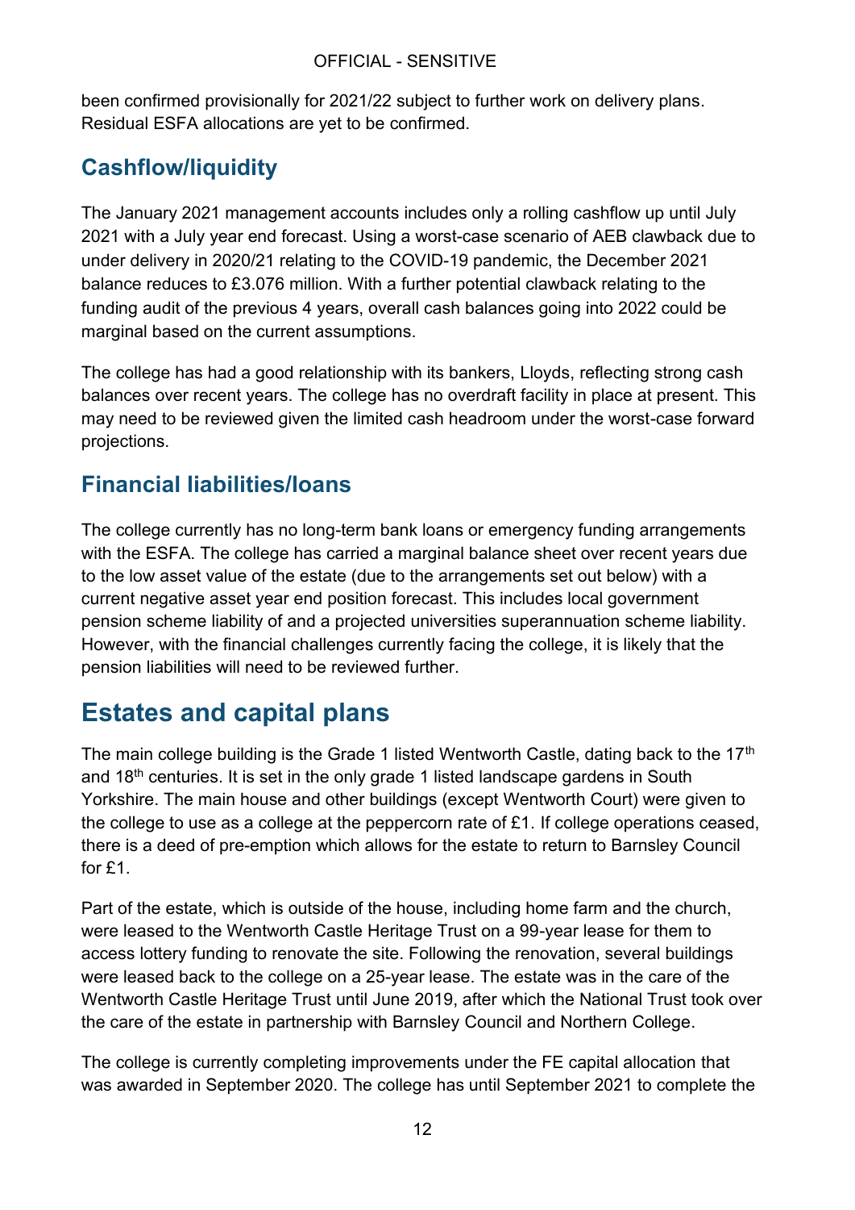been confirmed provisionally for 2021/22 subject to further work on delivery plans. Residual ESFA allocations are yet to be confirmed.

### Cashflow/liquidity

The January 2021 management accounts includes only a rolling cashflow up until July 2021 with a July year end forecast. Using a worst-case scenario of AEB clawback due to under delivery in 2020/21 relating to the COVID-19 pandemic, the December 2021 balance reduces to £3.076 million. With a further potential clawback relating to the funding audit of the previous 4 years, overall cash balances going into 2022 could be marginal based on the current assumptions.

The college has had a good relationship with its bankers, Lloyds, reflecting strong cash balances over recent years. The college has no overdraft facility in place at present. This may need to be reviewed given the limited cash headroom under the worst-case forward projections.

### Financial liabilities/loans

The college currently has no long-term bank loans or emergency funding arrangements with the ESFA. The college has carried a marginal balance sheet over recent years due to the low asset value of the estate (due to the arrangements set out below) with a current negative asset year end position forecast. This includes local government pension scheme liability of and a projected universities superannuation scheme liability. However, with the financial challenges currently facing the college, it is likely that the pension liabilities will need to be reviewed further.

## Estates and capital plans

The main college building is the Grade 1 listed Wentworth Castle, dating back to the 17th and 18th centuries. It is set in the only grade 1 listed landscape gardens in South Yorkshire. The main house and other buildings (except Wentworth Court) were given to the college to use as a college at the peppercorn rate of £1. If college operations ceased, there is a deed of pre-emption which allows for the estate to return to Barnsley Council for £1.

Part of the estate, which is outside of the house, including home farm and the church, were leased to the Wentworth Castle Heritage Trust on a 99-year lease for them to access lottery funding to renovate the site. Following the renovation, several buildings were leased back to the college on a 25-year lease. The estate was in the care of the Wentworth Castle Heritage Trust until June 2019, after which the National Trust took over the care of the estate in partnership with Barnsley Council and Northern College.

The college is currently completing improvements under the FE capital allocation that was awarded in September 2020. The college has until September 2021 to complete the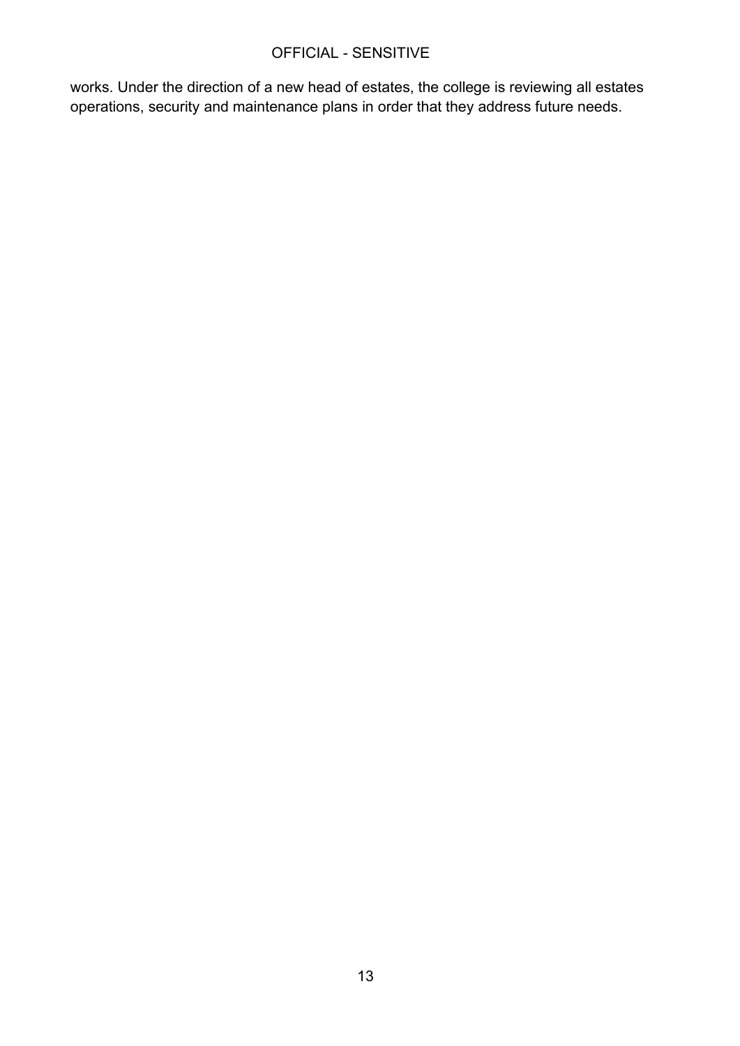works. Under the direction of a new head of estates, the college is reviewing all estates operations, security and maintenance plans in order that they address future needs.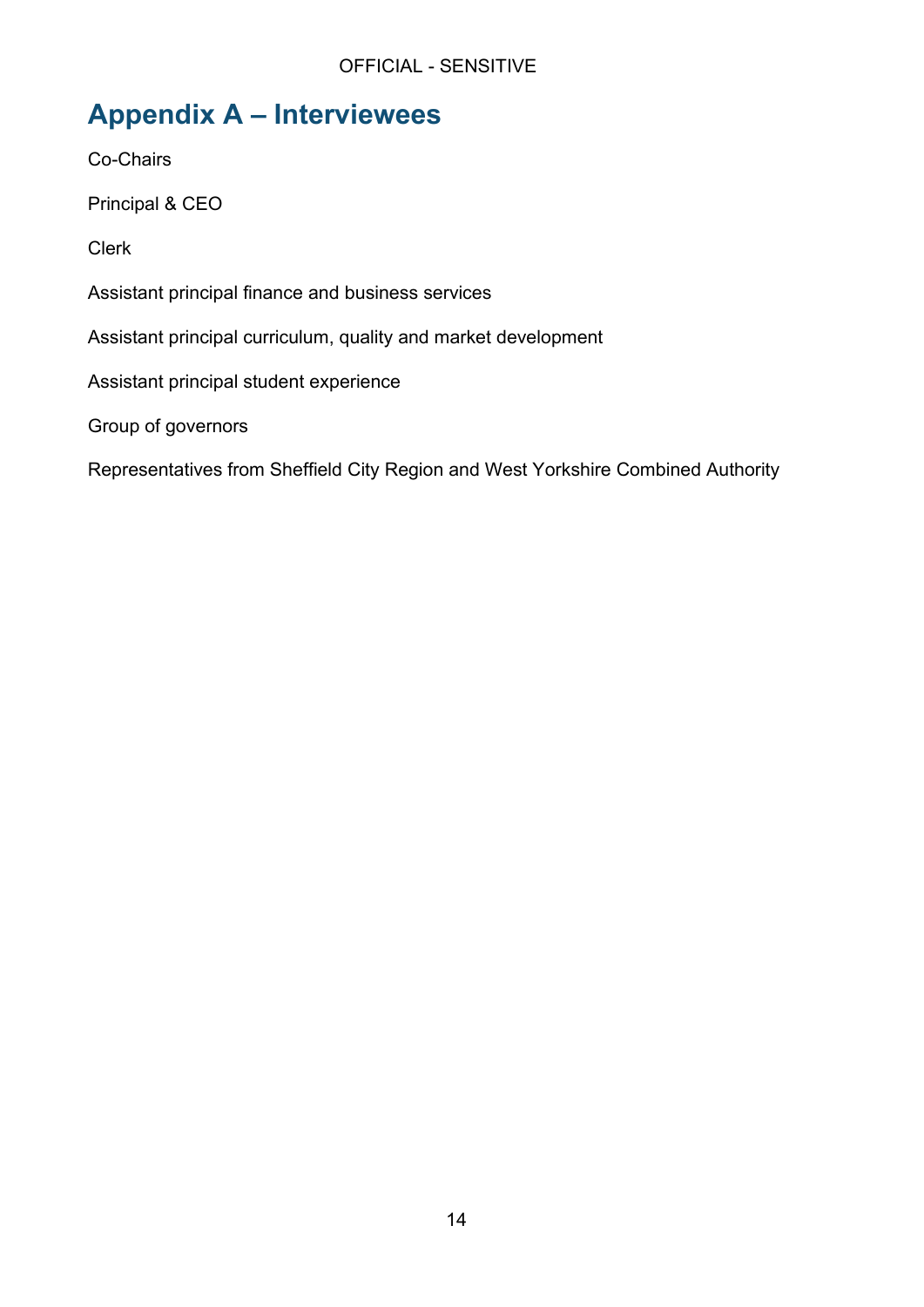# Appendix A – Interviewees

Co-Chairs

Principal & CEO

Clerk

Assistant principal finance and business services

Assistant principal curriculum, quality and market development

Assistant principal student experience

Group of governors

Representatives from Sheffield City Region and West Yorkshire Combined Authority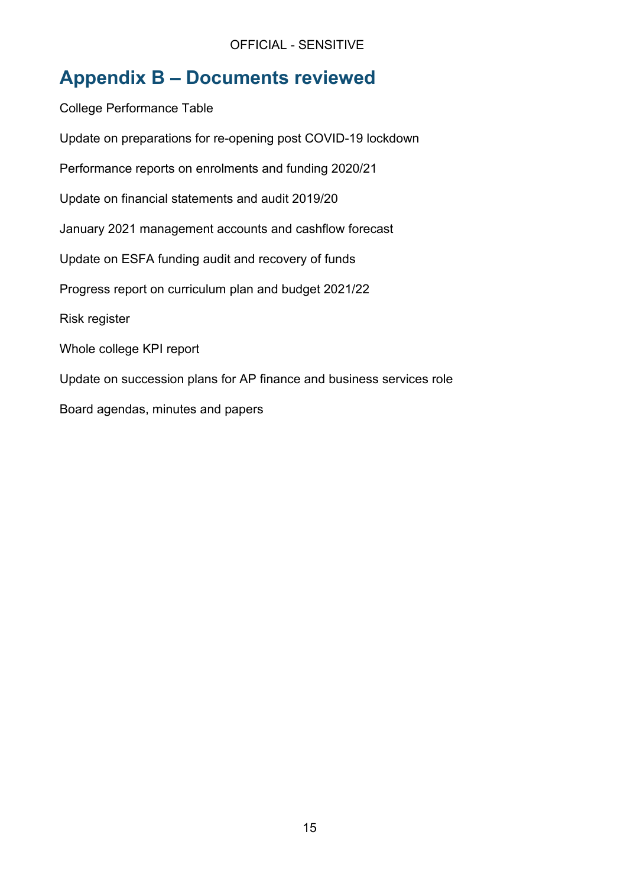# Appendix B – Documents reviewed

College Performance Table

Update on preparations for re-opening post COVID-19 lockdown

Performance reports on enrolments and funding 2020/21

Update on financial statements and audit 2019/20

January 2021 management accounts and cashflow forecast

Update on ESFA funding audit and recovery of funds

Progress report on curriculum plan and budget 2021/22

Risk register

Whole college KPI report

Update on succession plans for AP finance and business services role

Board agendas, minutes and papers